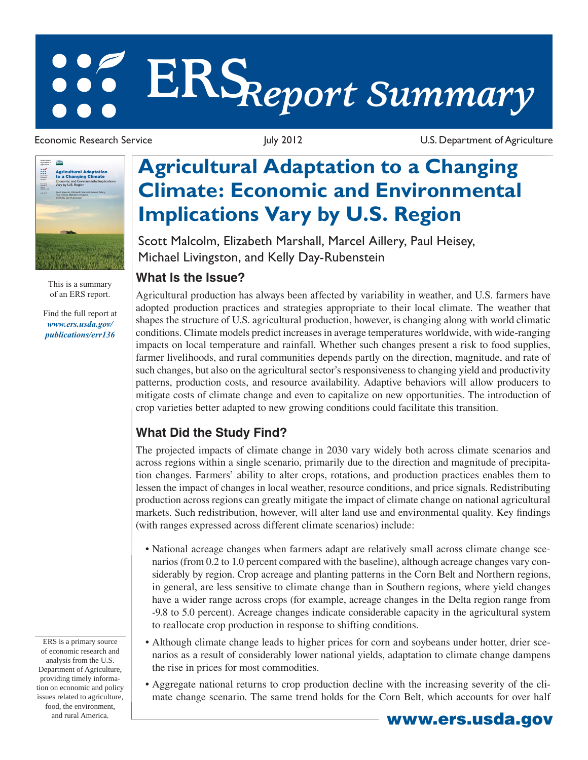# ERS Report Summary

Economic Research Service — July 2012 — U.S. Department of Agriculture

This is a summary of an ERS report.

Find the full report at *www.ers.usda.gov/publications/err136*

ERS is a primary source of economic research and analysis from the U.S. Department of Agriculture, providing timely information on economic and policy issues related to agriculture, food, the environment, and rural America.

# Agricultural Adaptation to a Changing Climate: Economic and Environmental Implications Vary by U.S. Region

Scott Malcolm, Elizabeth Marshall, Marcel Aillery, Paul Heisey, Michael Livingston, and Kelly Day-Rubenstein

## What Is the Issue?

Agricultural production has always been affected by variability in weather, and U.S. farmers have adopted production practices and strategies appropriate to their local climate. The weather that shapes the structure of U.S. agricultural production, however, is changing along with world climatic conditions. Climate models predict increases in average temperatures worldwide, with wide-ranging impacts on local temperature and rainfall. Whether such changes present a risk to food supplies, farmer livelihoods, and rural communities depends partly on the direction, magnitude, and rate of such changes, but also on the agricultural sector's responsiveness to changing yield and productivity patterns, production costs, and resource availability. Adaptive behaviors will allow producers to mitigate costs of climate change and even to capitalize on new opportunities. The introduction of crop varieties better adapted to new growing conditions could facilitate this transition.

## What Did the Study Find?

The projected impacts of climate change in 2030 vary widely both across climate scenarios and across regions within a single scenario, primarily due to the direction and magnitude of precipitation changes. Farmers' ability to alter crops, rotations, and production practices enables them to lessen the impact of changes in local weather, resource conditions, and price signals. Redistributing production across regions can greatly mitigate the impact of climate change on national agricultural markets. Such redistribution, however, will alter land use and environmental quality. Key findings (with ranges expressed across different climate scenarios) include:

- National acreage changes when farmers adapt are relatively small across climate change scenarios (from 0.2 to 1.0 percent compared with the baseline), although acreage changes vary considerably by region. Crop acreage and planting patterns in the Corn Belt and Northern regions, in general, are less sensitive to climate change than in Southern regions, where yield changes have a wider range across crops (for example, acreage changes in the Delta region range from -9.8 to 5.0 percent). Acreage changes indicate considerable capacity in the agricultural system to reallocate crop production in response to shifting conditions.
- Although climate change leads to higher prices for corn and soybeans under hotter, drier scenarios as a result of considerably lower national yields, adaptation to climate change dampens the rise in prices for most commodities.
- Aggregate national returns to crop production decline with the increasing severity of the climate change scenario. The same trend holds for the Corn Belt, which accounts for over half

www.ers.usda.gov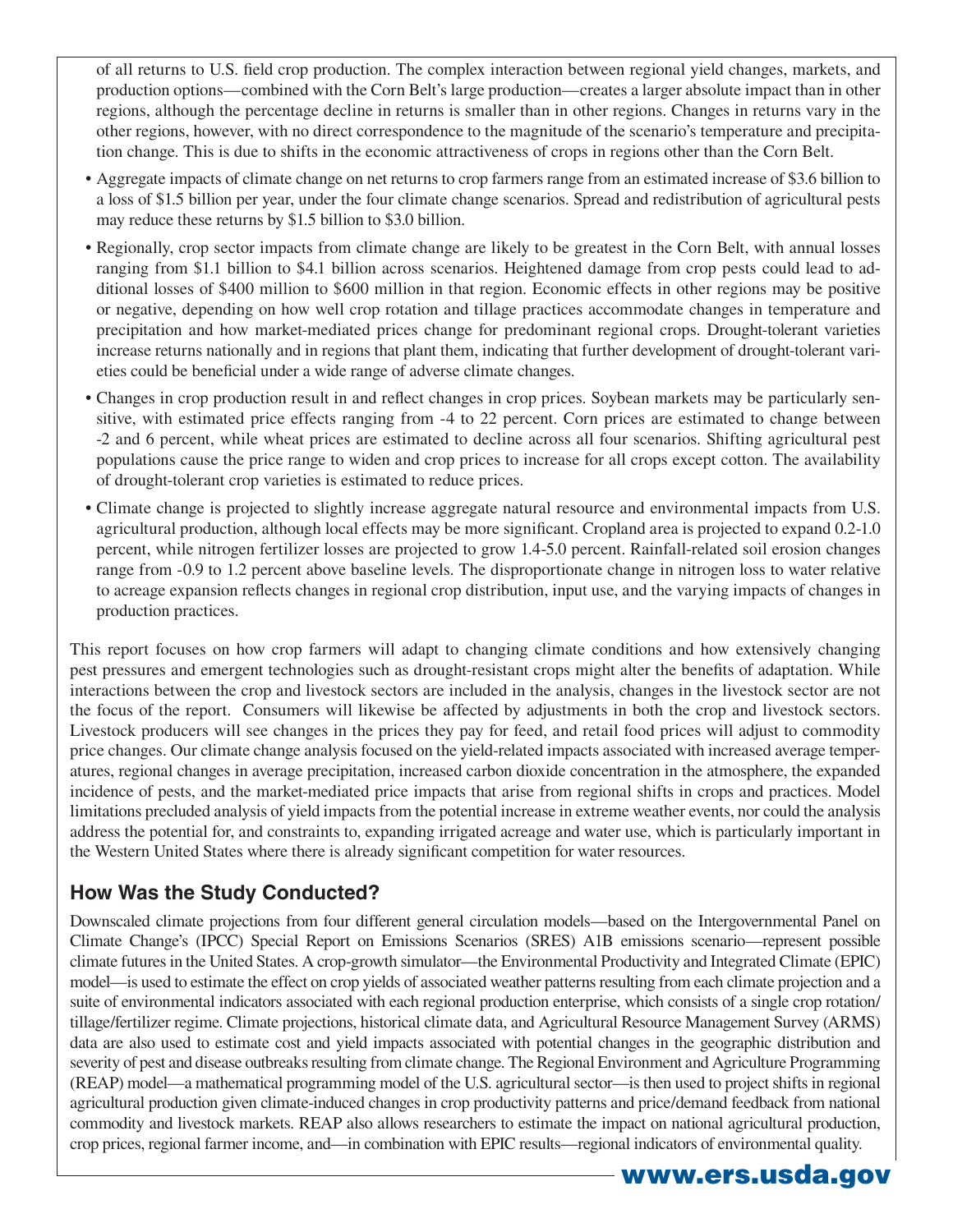of all returns to U.S. field crop production. The complex interaction between regional yield changes, markets, and production options—combined with the Corn Belt's large production—creates a larger absolute impact than in other regions, although the percentage decline in returns is smaller than in other regions. Changes in returns vary in the other regions, however, with no direct correspondence to the magnitude of the scenario's temperature and precipitation change. This is due to shifts in the economic attractiveness of crops in regions other than the Corn Belt.

- Aggregate impacts of climate change on net returns to crop farmers range from an estimated increase of $3.6 billion to a loss of $1.5 billion per year, under the four climate change scenarios. Spread and redistribution of agricultural pests may reduce these returns by $1.5 billion to $3.0 billion.
- Regionally, crop sector impacts from climate change are likely to be greatest in the Corn Belt, with annual losses ranging from $1.1 billion to $4.1 billion across scenarios. Heightened damage from crop pests could lead to additional losses of $400 million to $600 million in that region. Economic effects in other regions may be positive or negative, depending on how well crop rotation and tillage practices accommodate changes in temperature and precipitation and how market-mediated prices change for predominant regional crops. Drought-tolerant varieties increase returns nationally and in regions that plant them, indicating that further development of drought-tolerant varieties could be beneficial under a wide range of adverse climate changes.
- Changes in crop production result in and reflect changes in crop prices. Soybean markets may be particularly sensitive, with estimated price effects ranging from -4 to 22 percent. Corn prices are estimated to change between -2 and 6 percent, while wheat prices are estimated to decline across all four scenarios. Shifting agricultural pest populations cause the price range to widen and crop prices to increase for all crops except cotton. The availability of drought-tolerant crop varieties is estimated to reduce prices.
- Climate change is projected to slightly increase aggregate natural resource and environmental impacts from U.S. agricultural production, although local effects may be more significant. Cropland area is projected to expand 0.2-1.0 percent, while nitrogen fertilizer losses are projected to grow 1.4-5.0 percent. Rainfall-related soil erosion changes range from -0.9 to 1.2 percent above baseline levels. The disproportionate change in nitrogen loss to water relative to acreage expansion reflects changes in regional crop distribution, input use, and the varying impacts of changes in production practices.

This report focuses on how crop farmers will adapt to changing climate conditions and how extensively changing pest pressures and emergent technologies such as drought-resistant crops might alter the benefits of adaptation. While interactions between the crop and livestock sectors are included in the analysis, changes in the livestock sector are not the focus of the report. Consumers will likewise be affected by adjustments in both the crop and livestock sectors. Livestock producers will see changes in the prices they pay for feed, and retail food prices will adjust to commodity price changes. Our climate change analysis focused on the yield-related impacts associated with increased average temperatures, regional changes in average precipitation, increased carbon dioxide concentration in the atmosphere, the expanded incidence of pests, and the market-mediated price impacts that arise from regional shifts in crops and practices. Model limitations precluded analysis of yield impacts from the potential increase in extreme weather events, nor could the analysis address the potential for, and constraints to, expanding irrigated acreage and water use, which is particularly important in the Western United States where there is already significant competition for water resources.

## How Was the Study Conducted?

Downscaled climate projections from four different general circulation models—based on the Intergovernmental Panel on Climate Change's (IPCC) Special Report on Emissions Scenarios (SRES) A1B emissions scenario—represent possible climate futures in the United States. A crop-growth simulator—the Environmental Productivity and Integrated Climate (EPIC) model—is used to estimate the effect on crop yields of associated weather patterns resulting from each climate projection and a suite of environmental indicators associated with each regional production enterprise, which consists of a single crop rotation/tillage/fertilizer regime. Climate projections, historical climate data, and Agricultural Resource Management Survey (ARMS) data are also used to estimate cost and yield impacts associated with potential changes in the geographic distribution and severity of pest and disease outbreaks resulting from climate change. The Regional Environment and Agriculture Programming (REAP) model—a mathematical programming model of the U.S. agricultural sector—is then used to project shifts in regional agricultural production given climate-induced changes in crop productivity patterns and price/demand feedback from national commodity and livestock markets. REAP also allows researchers to estimate the impact on national agricultural production, crop prices, regional farmer income, and—in combination with EPIC results—regional indicators of environmental quality.

www.ers.usda.gov